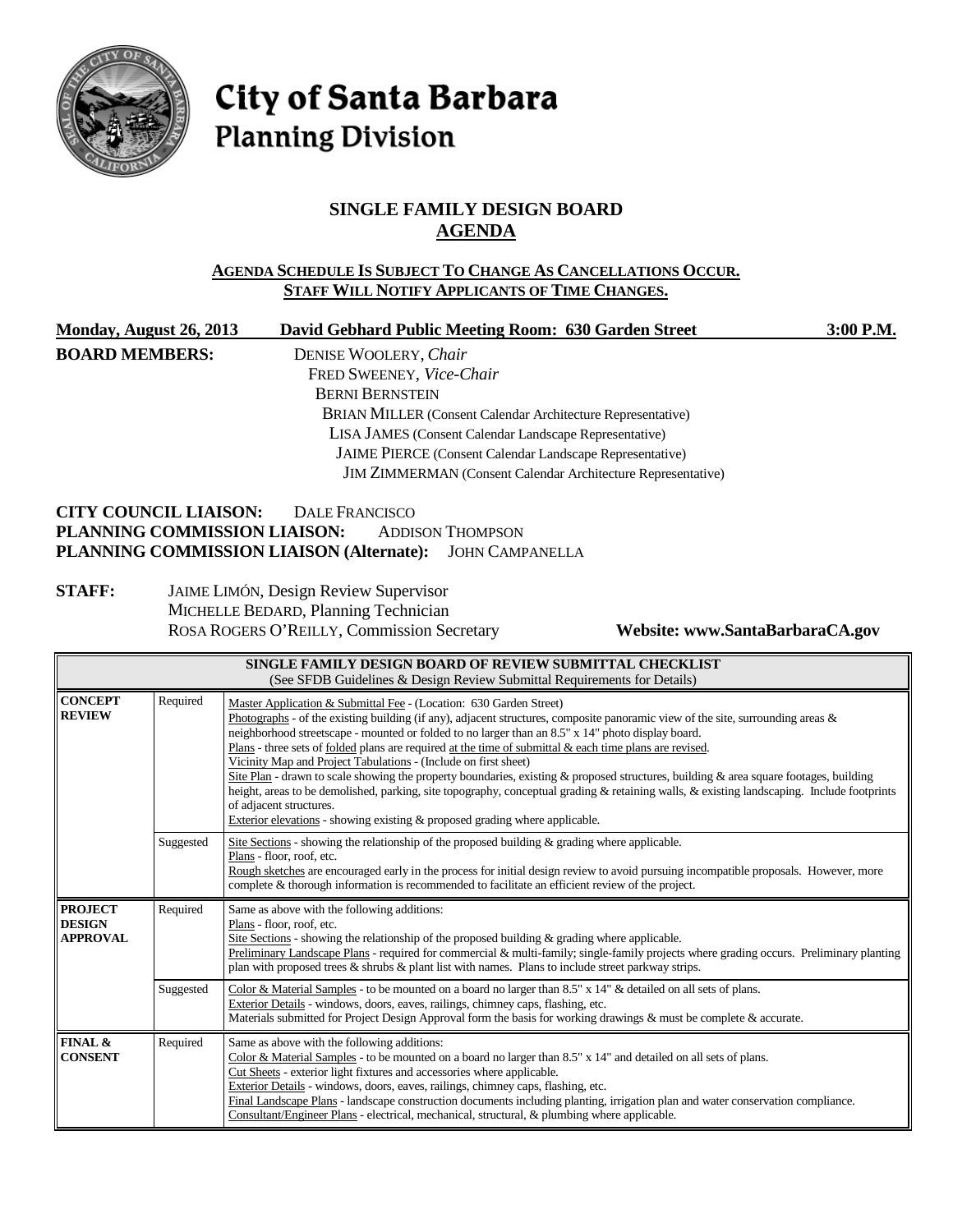# City of Santa Barbara
## Planning Division

## SINGLE FAMILY DESIGN BOARD
## AGENDA

**AGENDA SCHEDULE IS SUBJECT TO CHANGE AS CANCELLATIONS OCCUR.**
**STAFF WILL NOTIFY APPLICANTS OF TIME CHANGES.**

**Monday, August 26, 2013** | **David Gebhard Public Meeting Room: 630 Garden Street** | **3:00 P.M.**

**BOARD MEMBERS:**
DENISE WOOLERY, *Chair*
FRED SWEENEY, *Vice-Chair*
BERNI BERNSTEIN
BRIAN MILLER (Consent Calendar Architecture Representative)
LISA JAMES (Consent Calendar Landscape Representative)
JAIME PIERCE (Consent Calendar Landscape Representative)
JIM ZIMMERMAN (Consent Calendar Architecture Representative)

**CITY COUNCIL LIAISON:** DALE FRANCISCO
**PLANNING COMMISSION LIAISON:** ADDISON THOMPSON
**PLANNING COMMISSION LIAISON (Alternate):** JOHN CAMPANELLA

**STAFF:**
JAIME LIMÓN, Design Review Supervisor
MICHELLE BEDARD, Planning Technician
ROSA ROGERS O'REILLY, Commission Secretary

**Website: www.SantaBarbaraCA.gov**

| **SINGLE FAMILY DESIGN BOARD OF REVIEW SUBMITTAL CHECKLIST** (See SFDB Guidelines & Design Review Submittal Requirements for Details) | | |
|---|---|---|
| **CONCEPT REVIEW** | Required | Master Application & Submittal Fee - (Location: 630 Garden Street)<br>Photographs - of the existing building (if any), adjacent structures, composite panoramic view of the site, surrounding areas & neighborhood streetscape - mounted or folded to no larger than an 8.5" x 14" photo display board.<br>Plans - three sets of folded plans are required at the time of submittal & each time plans are revised.<br>Vicinity Map and Project Tabulations - (Include on first sheet)<br>Site Plan - drawn to scale showing the property boundaries, existing & proposed structures, building & area square footages, building height, areas to be demolished, parking, site topography, conceptual grading & retaining walls, & existing landscaping. Include footprints of adjacent structures.<br>Exterior elevations - showing existing & proposed grading where applicable. |
| | Suggested | Site Sections - showing the relationship of the proposed building & grading where applicable.<br>Plans - floor, roof, etc.<br>Rough sketches are encouraged early in the process for initial design review to avoid pursuing incompatible proposals. However, more complete & thorough information is recommended to facilitate an efficient review of the project. |
| **PROJECT DESIGN APPROVAL** | Required | Same as above with the following additions:<br>Plans - floor, roof, etc.<br>Site Sections - showing the relationship of the proposed building & grading where applicable.<br>Preliminary Landscape Plans - required for commercial & multi-family; single-family projects where grading occurs. Preliminary planting plan with proposed trees & shrubs & plant list with names. Plans to include street parkway strips. |
| | Suggested | Color & Material Samples - to be mounted on a board no larger than 8.5" x 14" & detailed on all sets of plans.<br>Exterior Details - windows, doors, eaves, railings, chimney caps, flashing, etc.<br>Materials submitted for Project Design Approval form the basis for working drawings & must be complete & accurate. |
| **FINAL & CONSENT** | Required | Same as above with the following additions:<br>Color & Material Samples - to be mounted on a board no larger than 8.5" x 14" and detailed on all sets of plans.<br>Cut Sheets - exterior light fixtures and accessories where applicable.<br>Exterior Details - windows, doors, eaves, railings, chimney caps, flashing, etc.<br>Final Landscape Plans - landscape construction documents including planting, irrigation plan and water conservation compliance.<br>Consultant/Engineer Plans - electrical, mechanical, structural, & plumbing where applicable. |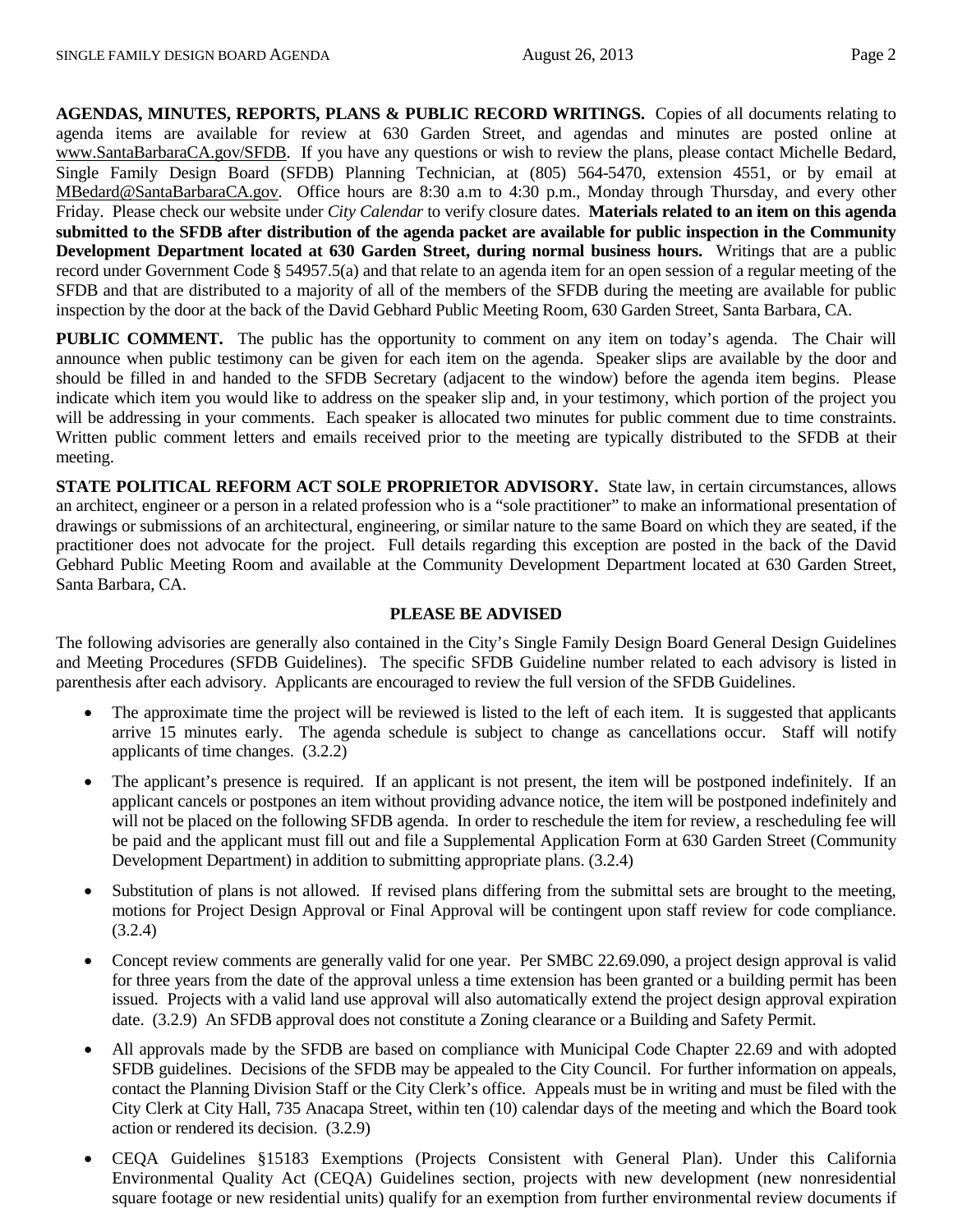**AGENDAS, MINUTES, REPORTS, PLANS & PUBLIC RECORD WRITINGS.** Copies of all documents relating to agenda items are available for review at 630 Garden Street, and agendas and minutes are posted online at www.SantaBarbaraCA.gov/SFDB. If you have any questions or wish to review the plans, please contact Michelle Bedard, Single Family Design Board (SFDB) Planning Technician, at (805) 564-5470, extension 4551, or by email at MBedard@SantaBarbaraCA.gov. Office hours are 8:30 a.m to 4:30 p.m., Monday through Thursday, and every other Friday. Please check our website under *City Calendar* to verify closure dates. **Materials related to an item on this agenda submitted to the SFDB after distribution of the agenda packet are available for public inspection in the Community Development Department located at 630 Garden Street, during normal business hours.** Writings that are a public record under Government Code § 54957.5(a) and that relate to an agenda item for an open session of a regular meeting of the SFDB and that are distributed to a majority of all of the members of the SFDB during the meeting are available for public inspection by the door at the back of the David Gebhard Public Meeting Room, 630 Garden Street, Santa Barbara, CA.

**PUBLIC COMMENT.** The public has the opportunity to comment on any item on today's agenda. The Chair will announce when public testimony can be given for each item on the agenda. Speaker slips are available by the door and should be filled in and handed to the SFDB Secretary (adjacent to the window) before the agenda item begins. Please indicate which item you would like to address on the speaker slip and, in your testimony, which portion of the project you will be addressing in your comments. Each speaker is allocated two minutes for public comment due to time constraints. Written public comment letters and emails received prior to the meeting are typically distributed to the SFDB at their meeting.

**STATE POLITICAL REFORM ACT SOLE PROPRIETOR ADVISORY.** State law, in certain circumstances, allows an architect, engineer or a person in a related profession who is a "sole practitioner" to make an informational presentation of drawings or submissions of an architectural, engineering, or similar nature to the same Board on which they are seated, if the practitioner does not advocate for the project. Full details regarding this exception are posted in the back of the David Gebhard Public Meeting Room and available at the Community Development Department located at 630 Garden Street, Santa Barbara, CA.

**PLEASE BE ADVISED**

The following advisories are generally also contained in the City's Single Family Design Board General Design Guidelines and Meeting Procedures (SFDB Guidelines). The specific SFDB Guideline number related to each advisory is listed in parenthesis after each advisory. Applicants are encouraged to review the full version of the SFDB Guidelines.

- The approximate time the project will be reviewed is listed to the left of each item. It is suggested that applicants arrive 15 minutes early. The agenda schedule is subject to change as cancellations occur. Staff will notify applicants of time changes. (3.2.2)
- The applicant's presence is required. If an applicant is not present, the item will be postponed indefinitely. If an applicant cancels or postpones an item without providing advance notice, the item will be postponed indefinitely and will not be placed on the following SFDB agenda. In order to reschedule the item for review, a rescheduling fee will be paid and the applicant must fill out and file a Supplemental Application Form at 630 Garden Street (Community Development Department) in addition to submitting appropriate plans. (3.2.4)
- Substitution of plans is not allowed. If revised plans differing from the submittal sets are brought to the meeting, motions for Project Design Approval or Final Approval will be contingent upon staff review for code compliance. (3.2.4)
- Concept review comments are generally valid for one year. Per SMBC 22.69.090, a project design approval is valid for three years from the date of the approval unless a time extension has been granted or a building permit has been issued. Projects with a valid land use approval will also automatically extend the project design approval expiration date. (3.2.9) An SFDB approval does not constitute a Zoning clearance or a Building and Safety Permit.
- All approvals made by the SFDB are based on compliance with Municipal Code Chapter 22.69 and with adopted SFDB guidelines. Decisions of the SFDB may be appealed to the City Council. For further information on appeals, contact the Planning Division Staff or the City Clerk's office. Appeals must be in writing and must be filed with the City Clerk at City Hall, 735 Anacapa Street, within ten (10) calendar days of the meeting and which the Board took action or rendered its decision. (3.2.9)
- CEQA Guidelines §15183 Exemptions (Projects Consistent with General Plan). Under this California Environmental Quality Act (CEQA) Guidelines section, projects with new development (new nonresidential square footage or new residential units) qualify for an exemption from further environmental review documents if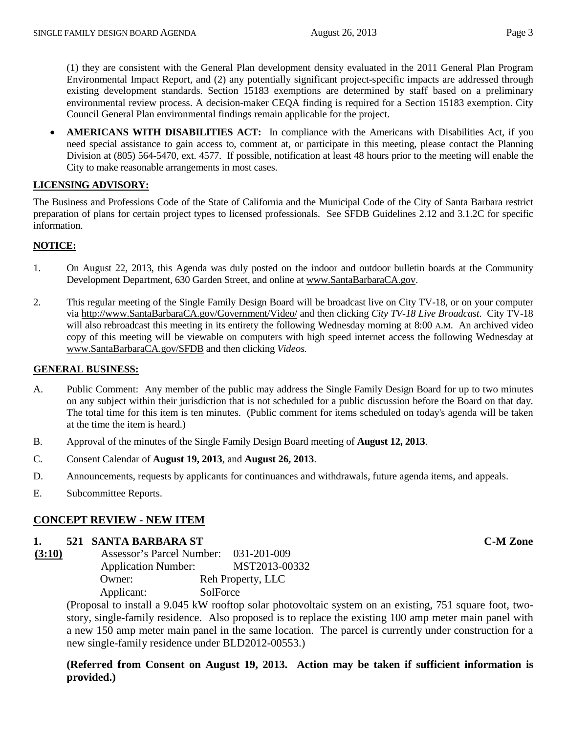(1) they are consistent with the General Plan development density evaluated in the 2011 General Plan Program Environmental Impact Report, and (2) any potentially significant project-specific impacts are addressed through existing development standards. Section 15183 exemptions are determined by staff based on a preliminary environmental review process. A decision-maker CEQA finding is required for a Section 15183 exemption. City Council General Plan environmental findings remain applicable for the project.

- **AMERICANS WITH DISABILITIES ACT:** In compliance with the Americans with Disabilities Act, if you need special assistance to gain access to, comment at, or participate in this meeting, please contact the Planning Division at (805) 564-5470, ext. 4577. If possible, notification at least 48 hours prior to the meeting will enable the City to make reasonable arrangements in most cases.

**LICENSING ADVISORY:**

The Business and Professions Code of the State of California and the Municipal Code of the City of Santa Barbara restrict preparation of plans for certain project types to licensed professionals. See SFDB Guidelines 2.12 and 3.1.2C for specific information.

**NOTICE:**

1. On August 22, 2013, this Agenda was duly posted on the indoor and outdoor bulletin boards at the Community Development Department, 630 Garden Street, and online at www.SantaBarbaraCA.gov.

2. This regular meeting of the Single Family Design Board will be broadcast live on City TV-18, or on your computer via http://www.SantaBarbaraCA.gov/Government/Video/ and then clicking *City TV-18 Live Broadcast*. City TV-18 will also rebroadcast this meeting in its entirety the following Wednesday morning at 8:00 A.M. An archived video copy of this meeting will be viewable on computers with high speed internet access the following Wednesday at www.SantaBarbaraCA.gov/SFDB and then clicking *Videos.*

**GENERAL BUSINESS:**

A. Public Comment: Any member of the public may address the Single Family Design Board for up to two minutes on any subject within their jurisdiction that is not scheduled for a public discussion before the Board on that day. The total time for this item is ten minutes. (Public comment for items scheduled on today's agenda will be taken at the time the item is heard.)

B. Approval of the minutes of the Single Family Design Board meeting of **August 12, 2013**.

C. Consent Calendar of **August 19, 2013**, and **August 26, 2013**.

D. Announcements, requests by applicants for continuances and withdrawals, future agenda items, and appeals.

E. Subcommittee Reports.

**CONCEPT REVIEW - NEW ITEM**

**1. 521 SANTA BARBARA ST** **C-M Zone**

**(3:10)**
Assessor's Parcel Number: 031-201-009
Application Number: MST2013-00332
Owner: Reh Property, LLC
Applicant: SolForce

(Proposal to install a 9.045 kW rooftop solar photovoltaic system on an existing, 751 square foot, two-story, single-family residence. Also proposed is to replace the existing 100 amp meter main panel with a new 150 amp meter main panel in the same location. The parcel is currently under construction for a new single-family residence under BLD2012-00553.)

**(Referred from Consent on August 19, 2013. Action may be taken if sufficient information is provided.)**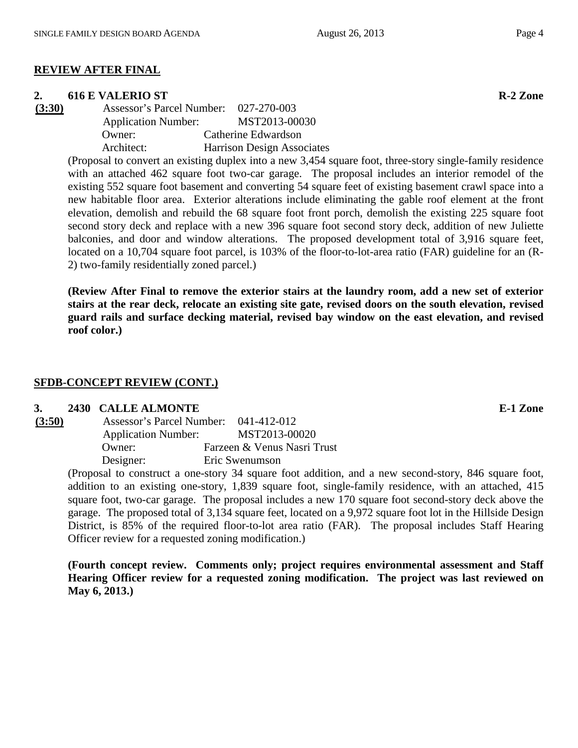## REVIEW AFTER FINAL

**2. 616 E VALERIO ST** **R-2 Zone**

**(3:30)**

Assessor's Parcel Number: 027-270-003
Application Number: MST2013-00030
Owner: Catherine Edwardson
Architect: Harrison Design Associates

(Proposal to convert an existing duplex into a new 3,454 square foot, three-story single-family residence with an attached 462 square foot two-car garage. The proposal includes an interior remodel of the existing 552 square foot basement and converting 54 square feet of existing basement crawl space into a new habitable floor area. Exterior alterations include eliminating the gable roof element at the front elevation, demolish and rebuild the 68 square foot front porch, demolish the existing 225 square foot second story deck and replace with a new 396 square foot second story deck, addition of new Juliette balconies, and door and window alterations. The proposed development total of 3,916 square feet, located on a 10,704 square foot parcel, is 103% of the floor-to-lot-area ratio (FAR) guideline for an (R-2) two-family residentially zoned parcel.)

**(Review After Final to remove the exterior stairs at the laundry room, add a new set of exterior stairs at the rear deck, relocate an existing site gate, revised doors on the south elevation, revised guard rails and surface decking material, revised bay window on the east elevation, and revised roof color.)**

## SFDB-CONCEPT REVIEW (CONT.)

**3. 2430 CALLE ALMONTE** **E-1 Zone**

**(3:50)**

Assessor's Parcel Number: 041-412-012
Application Number: MST2013-00020
Owner: Farzeen & Venus Nasri Trust
Designer: Eric Swenumson

(Proposal to construct a one-story 34 square foot addition, and a new second-story, 846 square foot, addition to an existing one-story, 1,839 square foot, single-family residence, with an attached, 415 square foot, two-car garage. The proposal includes a new 170 square foot second-story deck above the garage. The proposed total of 3,134 square feet, located on a 9,972 square foot lot in the Hillside Design District, is 85% of the required floor-to-lot area ratio (FAR). The proposal includes Staff Hearing Officer review for a requested zoning modification.)

**(Fourth concept review. Comments only; project requires environmental assessment and Staff Hearing Officer review for a requested zoning modification. The project was last reviewed on May 6, 2013.)**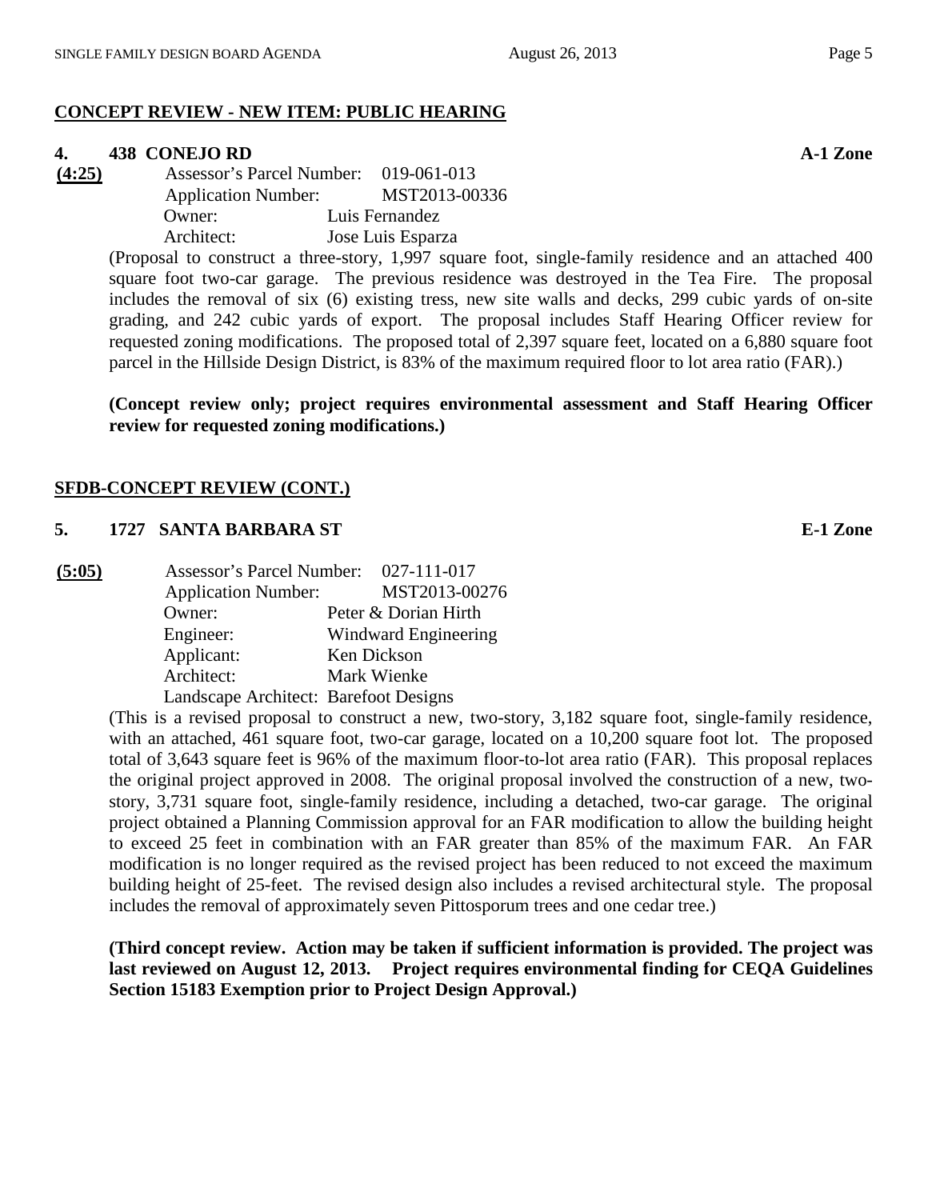## CONCEPT REVIEW - NEW ITEM: PUBLIC HEARING

### 4. 438 CONEJO RD — A-1 Zone

**(4:25)**

Assessor's Parcel Number: 019-061-013
Application Number: MST2013-00336
Owner: Luis Fernandez
Architect: Jose Luis Esparza

(Proposal to construct a three-story, 1,997 square foot, single-family residence and an attached 400 square foot two-car garage. The previous residence was destroyed in the Tea Fire. The proposal includes the removal of six (6) existing tress, new site walls and decks, 299 cubic yards of on-site grading, and 242 cubic yards of export. The proposal includes Staff Hearing Officer review for requested zoning modifications. The proposed total of 2,397 square feet, located on a 6,880 square foot parcel in the Hillside Design District, is 83% of the maximum required floor to lot area ratio (FAR).)

**(Concept review only; project requires environmental assessment and Staff Hearing Officer review for requested zoning modifications.)**

## SFDB-CONCEPT REVIEW (CONT.)

### 5. 1727 SANTA BARBARA ST — E-1 Zone

**(5:05)**

Assessor's Parcel Number: 027-111-017
Application Number: MST2013-00276
Owner: Peter & Dorian Hirth
Engineer: Windward Engineering
Applicant: Ken Dickson
Architect: Mark Wienke
Landscape Architect: Barefoot Designs

(This is a revised proposal to construct a new, two-story, 3,182 square foot, single-family residence, with an attached, 461 square foot, two-car garage, located on a 10,200 square foot lot. The proposed total of 3,643 square feet is 96% of the maximum floor-to-lot area ratio (FAR). This proposal replaces the original project approved in 2008. The original proposal involved the construction of a new, two-story, 3,731 square foot, single-family residence, including a detached, two-car garage. The original project obtained a Planning Commission approval for an FAR modification to allow the building height to exceed 25 feet in combination with an FAR greater than 85% of the maximum FAR. An FAR modification is no longer required as the revised project has been reduced to not exceed the maximum building height of 25-feet. The revised design also includes a revised architectural style. The proposal includes the removal of approximately seven Pittosporum trees and one cedar tree.)

**(Third concept review. Action may be taken if sufficient information is provided. The project was last reviewed on August 12, 2013. Project requires environmental finding for CEQA Guidelines Section 15183 Exemption prior to Project Design Approval.)**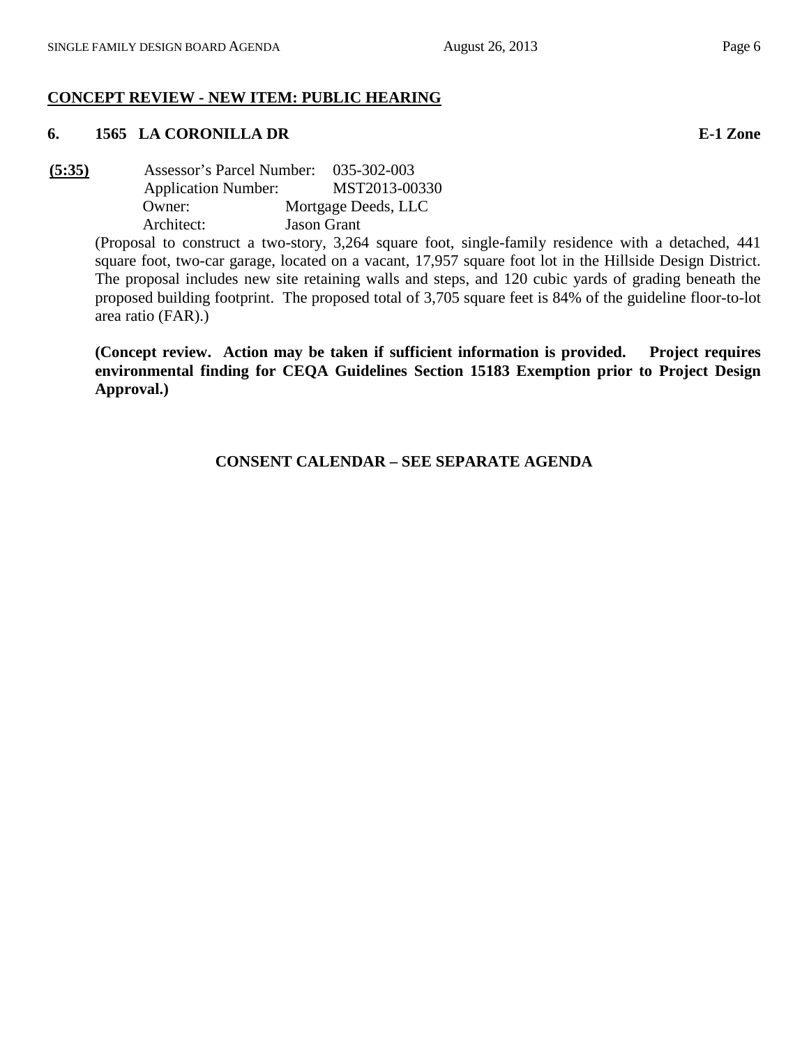## CONCEPT REVIEW - NEW ITEM: PUBLIC HEARING

### 6. 1565 LA CORONILLA DR — E-1 Zone

**(5:35)**
Assessor's Parcel Number: 035-302-003
Application Number: MST2013-00330
Owner: Mortgage Deeds, LLC
Architect: Jason Grant

(Proposal to construct a two-story, 3,264 square foot, single-family residence with a detached, 441 square foot, two-car garage, located on a vacant, 17,957 square foot lot in the Hillside Design District. The proposal includes new site retaining walls and steps, and 120 cubic yards of grading beneath the proposed building footprint. The proposed total of 3,705 square feet is 84% of the guideline floor-to-lot area ratio (FAR).)

**(Concept review. Action may be taken if sufficient information is provided. Project requires environmental finding for CEQA Guidelines Section 15183 Exemption prior to Project Design Approval.)**

**CONSENT CALENDAR – SEE SEPARATE AGENDA**